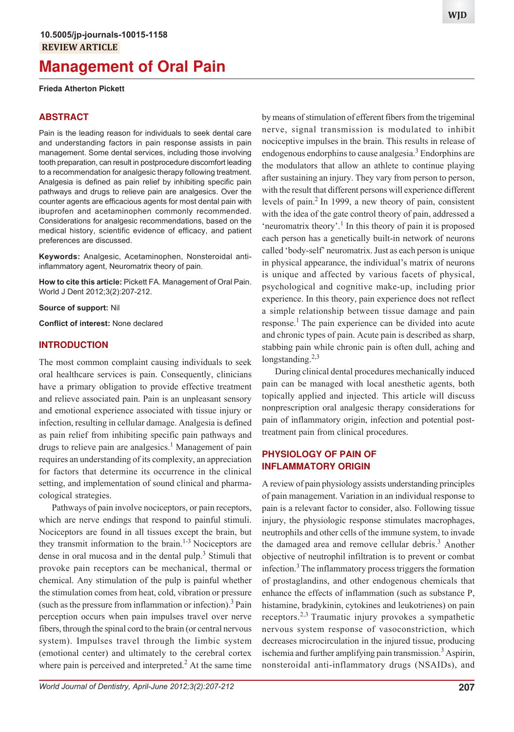10.5005/jp-journals-10015-1158

**REVIEW ARTICLE**

# Management of Oral Pain

**Frieda Atherton Pickett**

## ABSTRACT

Pain is the leading reason for individuals to seek dental care and understanding factors in pain response assists in pain management. Some dental services, including those involving tooth preparation, can result in postprocedure discomfort leading to a recommendation for analgesic therapy following treatment. Analgesia is defined as pain relief by inhibiting specific pain pathways and drugs to relieve pain are analgesics. Over the counter agents are efficacious agents for most dental pain with ibuprofen and acetaminophen commonly recommended. Considerations for analgesic recommendations, based on the medical history, scientific evidence of efficacy, and patient preferences are discussed.

**Keywords:** Analgesic, Acetaminophen, Nonsteroidal anti-inflammatory agent, Neuromatrix theory of pain.

**How to cite this article:** Pickett FA. Management of Oral Pain. World J Dent 2012;3(2):207-212.

**Source of support:** Nil

**Conflict of interest:** None declared

## INTRODUCTION

The most common complaint causing individuals to seek oral healthcare services is pain. Consequently, clinicians have a primary obligation to provide effective treatment and relieve associated pain. Pain is an unpleasant sensory and emotional experience associated with tissue injury or infection, resulting in cellular damage. Analgesia is defined as pain relief from inhibiting specific pain pathways and drugs to relieve pain are analgesics.[1] Management of pain requires an understanding of its complexity, an appreciation for factors that determine its occurrence in the clinical setting, and implementation of sound clinical and pharmacological strategies.

Pathways of pain involve nociceptors, or pain receptors, which are nerve endings that respond to painful stimuli. Nociceptors are found in all tissues except the brain, but they transmit information to the brain.[1-3] Nociceptors are dense in oral mucosa and in the dental pulp.[3] Stimuli that provoke pain receptors can be mechanical, thermal or chemical. Any stimulation of the pulp is painful whether the stimulation comes from heat, cold, vibration or pressure (such as the pressure from inflammation or infection).[3] Pain perception occurs when pain impulses travel over nerve fibers, through the spinal cord to the brain (or central nervous system). Impulses travel through the limbic system (emotional center) and ultimately to the cerebral cortex where pain is perceived and interpreted.[2] At the same time by means of stimulation of efferent fibers from the trigeminal nerve, signal transmission is modulated to inhibit nociceptive impulses in the brain. This results in release of endogenous endorphins to cause analgesia.[3] Endorphins are the modulators that allow an athlete to continue playing after sustaining an injury. They vary from person to person, with the result that different persons will experience different levels of pain.[2] In 1999, a new theory of pain, consistent with the idea of the gate control theory of pain, addressed a 'neuromatrix theory'.[1] In this theory of pain it is proposed each person has a genetically built-in network of neurons called 'body-self' neuromatrix. Just as each person is unique in physical appearance, the individual's matrix of neurons is unique and affected by various facets of physical, psychological and cognitive make-up, including prior experience. In this theory, pain experience does not reflect a simple relationship between tissue damage and pain response.[1] The pain experience can be divided into acute and chronic types of pain. Acute pain is described as sharp, stabbing pain while chronic pain is often dull, aching and longstanding.[2,3]

During clinical dental procedures mechanically induced pain can be managed with local anesthetic agents, both topically applied and injected. This article will discuss nonprescription oral analgesic therapy considerations for pain of inflammatory origin, infection and potential post-treatment pain from clinical procedures.

## PHYSIOLOGY OF PAIN OF INFLAMMATORY ORIGIN

A review of pain physiology assists understanding principles of pain management. Variation in an individual response to pain is a relevant factor to consider, also. Following tissue injury, the physiologic response stimulates macrophages, neutrophils and other cells of the immune system, to invade the damaged area and remove cellular debris.[3] Another objective of neutrophil infiltration is to prevent or combat infection.[3] The inflammatory process triggers the formation of prostaglandins, and other endogenous chemicals that enhance the effects of inflammation (such as substance P, histamine, bradykinin, cytokines and leukotrienes) on pain receptors.[2,3] Traumatic injury provokes a sympathetic nervous system response of vasoconstriction, which decreases microcirculation in the injured tissue, producing ischemia and further amplifying pain transmission.[3] Aspirin, nonsteroidal anti-inflammatory drugs (NSAIDs), and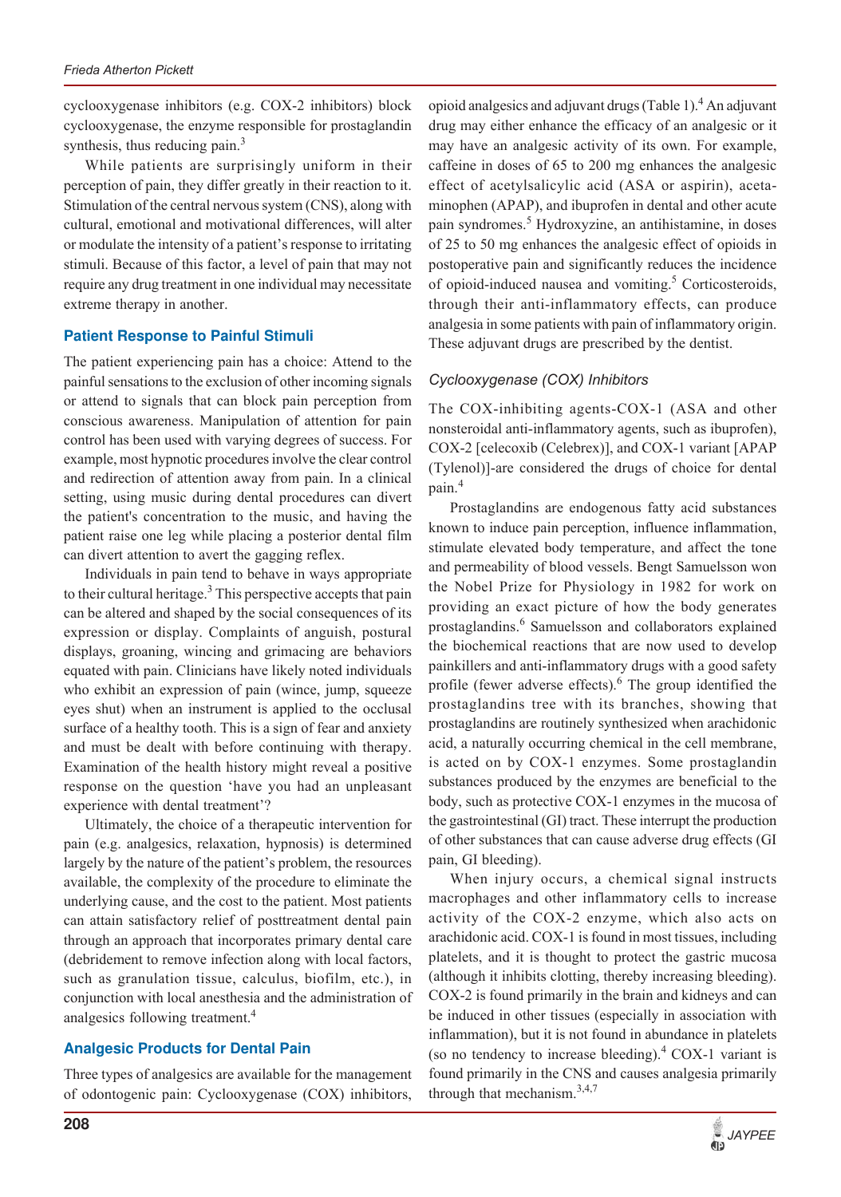cyclooxygenase inhibitors (e.g. COX-2 inhibitors) block cyclooxygenase, the enzyme responsible for prostaglandin synthesis, thus reducing pain.[3]

While patients are surprisingly uniform in their perception of pain, they differ greatly in their reaction to it. Stimulation of the central nervous system (CNS), along with cultural, emotional and motivational differences, will alter or modulate the intensity of a patient's response to irritating stimuli. Because of this factor, a level of pain that may not require any drug treatment in one individual may necessitate extreme therapy in another.

## Patient Response to Painful Stimuli

The patient experiencing pain has a choice: Attend to the painful sensations to the exclusion of other incoming signals or attend to signals that can block pain perception from conscious awareness. Manipulation of attention for pain control has been used with varying degrees of success. For example, most hypnotic procedures involve the clear control and redirection of attention away from pain. In a clinical setting, using music during dental procedures can divert the patient's concentration to the music, and having the patient raise one leg while placing a posterior dental film can divert attention to avert the gagging reflex.

Individuals in pain tend to behave in ways appropriate to their cultural heritage.[3] This perspective accepts that pain can be altered and shaped by the social consequences of its expression or display. Complaints of anguish, postural displays, groaning, wincing and grimacing are behaviors equated with pain. Clinicians have likely noted individuals who exhibit an expression of pain (wince, jump, squeeze eyes shut) when an instrument is applied to the occlusal surface of a healthy tooth. This is a sign of fear and anxiety and must be dealt with before continuing with therapy. Examination of the health history might reveal a positive response on the question 'have you had an unpleasant experience with dental treatment'?

Ultimately, the choice of a therapeutic intervention for pain (e.g. analgesics, relaxation, hypnosis) is determined largely by the nature of the patient's problem, the resources available, the complexity of the procedure to eliminate the underlying cause, and the cost to the patient. Most patients can attain satisfactory relief of posttreatment dental pain through an approach that incorporates primary dental care (debridement to remove infection along with local factors, such as granulation tissue, calculus, biofilm, etc.), in conjunction with local anesthesia and the administration of analgesics following treatment.[4]

## Analgesic Products for Dental Pain

Three types of analgesics are available for the management of odontogenic pain: Cyclooxygenase (COX) inhibitors, opioid analgesics and adjuvant drugs (Table 1).[4] An adjuvant drug may either enhance the efficacy of an analgesic or it may have an analgesic activity of its own. For example, caffeine in doses of 65 to 200 mg enhances the analgesic effect of acetylsalicylic acid (ASA or aspirin), acetaminophen (APAP), and ibuprofen in dental and other acute pain syndromes.[5] Hydroxyzine, an antihistamine, in doses of 25 to 50 mg enhances the analgesic effect of opioids in postoperative pain and significantly reduces the incidence of opioid-induced nausea and vomiting.[5] Corticosteroids, through their anti-inflammatory effects, can produce analgesia in some patients with pain of inflammatory origin. These adjuvant drugs are prescribed by the dentist.

### *Cyclooxygenase (COX) Inhibitors*

The COX-inhibiting agents-COX-1 (ASA and other nonsteroidal anti-inflammatory agents, such as ibuprofen), COX-2 [celecoxib (Celebrex)], and COX-1 variant [APAP (Tylenol)]-are considered the drugs of choice for dental pain.[4]

Prostaglandins are endogenous fatty acid substances known to induce pain perception, influence inflammation, stimulate elevated body temperature, and affect the tone and permeability of blood vessels. Bengt Samuelsson won the Nobel Prize for Physiology in 1982 for work on providing an exact picture of how the body generates prostaglandins.[6] Samuelsson and collaborators explained the biochemical reactions that are now used to develop painkillers and anti-inflammatory drugs with a good safety profile (fewer adverse effects).[6] The group identified the prostaglandins tree with its branches, showing that prostaglandins are routinely synthesized when arachidonic acid, a naturally occurring chemical in the cell membrane, is acted on by COX-1 enzymes. Some prostaglandin substances produced by the enzymes are beneficial to the body, such as protective COX-1 enzymes in the mucosa of the gastrointestinal (GI) tract. These interrupt the production of other substances that can cause adverse drug effects (GI pain, GI bleeding).

When injury occurs, a chemical signal instructs macrophages and other inflammatory cells to increase activity of the COX-2 enzyme, which also acts on arachidonic acid. COX-1 is found in most tissues, including platelets, and it is thought to protect the gastric mucosa (although it inhibits clotting, thereby increasing bleeding). COX-2 is found primarily in the brain and kidneys and can be induced in other tissues (especially in association with inflammation), but it is not found in abundance in platelets (so no tendency to increase bleeding).[4] COX-1 variant is found primarily in the CNS and causes analgesia primarily through that mechanism.[3,4,7]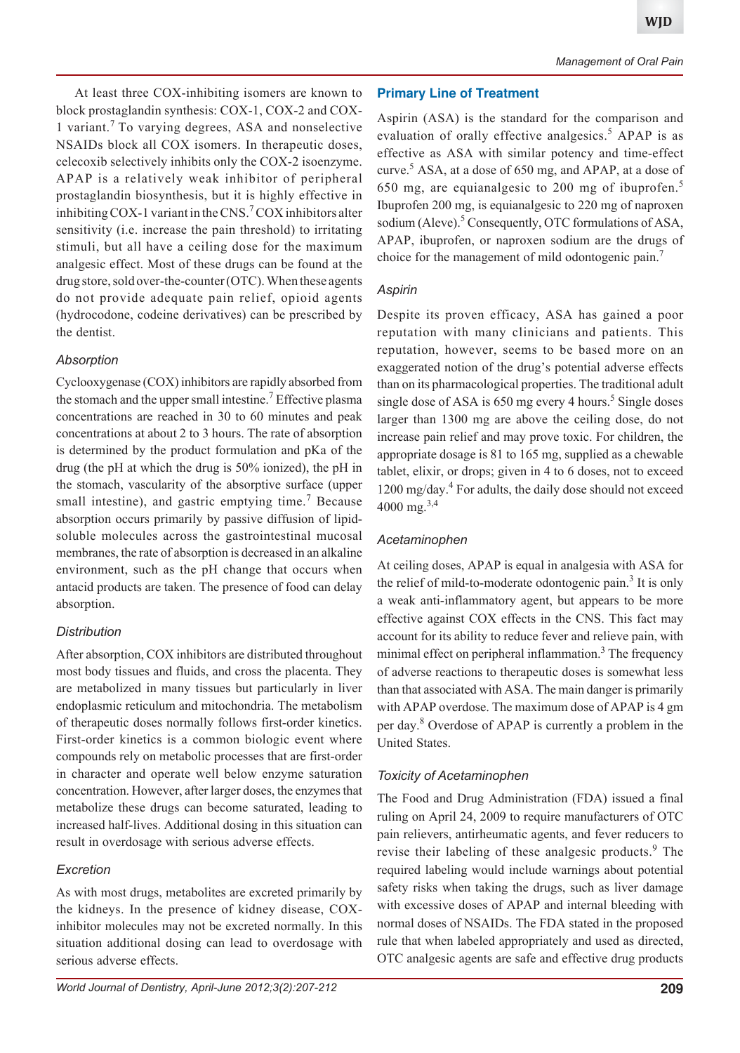At least three COX-inhibiting isomers are known to block prostaglandin synthesis: COX-1, COX-2 and COX-1 variant.[7] To varying degrees, ASA and nonselective NSAIDs block all COX isomers. In therapeutic doses, celecoxib selectively inhibits only the COX-2 isoenzyme. APAP is a relatively weak inhibitor of peripheral prostaglandin biosynthesis, but it is highly effective in inhibiting COX-1 variant in the CNS.[7] COX inhibitors alter sensitivity (i.e. increase the pain threshold) to irritating stimuli, but all have a ceiling dose for the maximum analgesic effect. Most of these drugs can be found at the drug store, sold over-the-counter (OTC). When these agents do not provide adequate pain relief, opioid agents (hydrocodone, codeine derivatives) can be prescribed by the dentist.

### *Absorption*

Cyclooxygenase (COX) inhibitors are rapidly absorbed from the stomach and the upper small intestine.[7] Effective plasma concentrations are reached in 30 to 60 minutes and peak concentrations at about 2 to 3 hours. The rate of absorption is determined by the product formulation and pKa of the drug (the pH at which the drug is 50% ionized), the pH in the stomach, vascularity of the absorptive surface (upper small intestine), and gastric emptying time.[7] Because absorption occurs primarily by passive diffusion of lipid-soluble molecules across the gastrointestinal mucosal membranes, the rate of absorption is decreased in an alkaline environment, such as the pH change that occurs when antacid products are taken. The presence of food can delay absorption.

### *Distribution*

After absorption, COX inhibitors are distributed throughout most body tissues and fluids, and cross the placenta. They are metabolized in many tissues but particularly in liver endoplasmic reticulum and mitochondria. The metabolism of therapeutic doses normally follows first-order kinetics. First-order kinetics is a common biologic event where compounds rely on metabolic processes that are first-order in character and operate well below enzyme saturation concentration. However, after larger doses, the enzymes that metabolize these drugs can become saturated, leading to increased half-lives. Additional dosing in this situation can result in overdosage with serious adverse effects.

### *Excretion*

As with most drugs, metabolites are excreted primarily by the kidneys. In the presence of kidney disease, COX-inhibitor molecules may not be excreted normally. In this situation additional dosing can lead to overdosage with serious adverse effects.

## Primary Line of Treatment

Aspirin (ASA) is the standard for the comparison and evaluation of orally effective analgesics.[5] APAP is as effective as ASA with similar potency and time-effect curve.[5] ASA, at a dose of 650 mg, and APAP, at a dose of 650 mg, are equianalgesic to 200 mg of ibuprofen.[5] Ibuprofen 200 mg, is equianalgesic to 220 mg of naproxen sodium (Aleve).[5] Consequently, OTC formulations of ASA, APAP, ibuprofen, or naproxen sodium are the drugs of choice for the management of mild odontogenic pain.[7]

### *Aspirin*

Despite its proven efficacy, ASA has gained a poor reputation with many clinicians and patients. This reputation, however, seems to be based more on an exaggerated notion of the drug's potential adverse effects than on its pharmacological properties. The traditional adult single dose of ASA is 650 mg every 4 hours.[5] Single doses larger than 1300 mg are above the ceiling dose, do not increase pain relief and may prove toxic. For children, the appropriate dosage is 81 to 165 mg, supplied as a chewable tablet, elixir, or drops; given in 4 to 6 doses, not to exceed 1200 mg/day.[4] For adults, the daily dose should not exceed 4000 mg.[3,4]

### *Acetaminophen*

At ceiling doses, APAP is equal in analgesia with ASA for the relief of mild-to-moderate odontogenic pain.[3] It is only a weak anti-inflammatory agent, but appears to be more effective against COX effects in the CNS. This fact may account for its ability to reduce fever and relieve pain, with minimal effect on peripheral inflammation.[3] The frequency of adverse reactions to therapeutic doses is somewhat less than that associated with ASA. The main danger is primarily with APAP overdose. The maximum dose of APAP is 4 gm per day.[8] Overdose of APAP is currently a problem in the United States.

### *Toxicity of Acetaminophen*

The Food and Drug Administration (FDA) issued a final ruling on April 24, 2009 to require manufacturers of OTC pain relievers, antirheumatic agents, and fever reducers to revise their labeling of these analgesic products.[9] The required labeling would include warnings about potential safety risks when taking the drugs, such as liver damage with excessive doses of APAP and internal bleeding with normal doses of NSAIDs. The FDA stated in the proposed rule that when labeled appropriately and used as directed, OTC analgesic agents are safe and effective drug products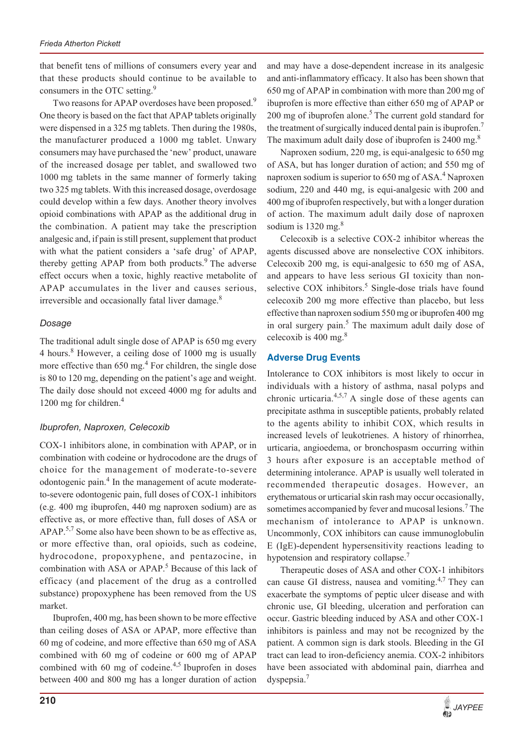that benefit tens of millions of consumers every year and that these products should continue to be available to consumers in the OTC setting.[9]

Two reasons for APAP overdoses have been proposed.[9] One theory is based on the fact that APAP tablets originally were dispensed in a 325 mg tablets. Then during the 1980s, the manufacturer produced a 1000 mg tablet. Unwary consumers may have purchased the 'new' product, unaware of the increased dosage per tablet, and swallowed two 1000 mg tablets in the same manner of formerly taking two 325 mg tablets. With this increased dosage, overdosage could develop within a few days. Another theory involves opioid combinations with APAP as the additional drug in the combination. A patient may take the prescription analgesic and, if pain is still present, supplement that product with what the patient considers a 'safe drug' of APAP, thereby getting APAP from both products.[9] The adverse effect occurs when a toxic, highly reactive metabolite of APAP accumulates in the liver and causes serious, irreversible and occasionally fatal liver damage.[8]

### *Dosage*

The traditional adult single dose of APAP is 650 mg every 4 hours.[8] However, a ceiling dose of 1000 mg is usually more effective than 650 mg.[4] For children, the single dose is 80 to 120 mg, depending on the patient's age and weight. The daily dose should not exceed 4000 mg for adults and 1200 mg for children.[4]

### *Ibuprofen, Naproxen, Celecoxib*

COX-1 inhibitors alone, in combination with APAP, or in combination with codeine or hydrocodone are the drugs of choice for the management of moderate-to-severe odontogenic pain.[4] In the management of acute moderate-to-severe odontogenic pain, full doses of COX-1 inhibitors (e.g. 400 mg ibuprofen, 440 mg naproxen sodium) are as effective as, or more effective than, full doses of ASA or APAP.[5,7] Some also have been shown to be as effective as, or more effective than, oral opioids, such as codeine, hydrocodone, propoxyphene, and pentazocine, in combination with ASA or APAP.[5] Because of this lack of efficacy (and placement of the drug as a controlled substance) propoxyphene has been removed from the US market.

Ibuprofen, 400 mg, has been shown to be more effective than ceiling doses of ASA or APAP, more effective than 60 mg of codeine, and more effective than 650 mg of ASA combined with 60 mg of codeine or 600 mg of APAP combined with 60 mg of codeine.[4,5] Ibuprofen in doses between 400 and 800 mg has a longer duration of action and may have a dose-dependent increase in its analgesic and anti-inflammatory efficacy. It also has been shown that 650 mg of APAP in combination with more than 200 mg of ibuprofen is more effective than either 650 mg of APAP or 200 mg of ibuprofen alone.[5] The current gold standard for the treatment of surgically induced dental pain is ibuprofen.[7] The maximum adult daily dose of ibuprofen is 2400 mg.[8]

Naproxen sodium, 220 mg, is equi-analgesic to 650 mg of ASA, but has longer duration of action; and 550 mg of naproxen sodium is superior to 650 mg of ASA.[4] Naproxen sodium, 220 and 440 mg, is equi-analgesic with 200 and 400 mg of ibuprofen respectively, but with a longer duration of action. The maximum adult daily dose of naproxen sodium is 1320 mg.[8]

Celecoxib is a selective COX-2 inhibitor whereas the agents discussed above are nonselective COX inhibitors. Celecoxib 200 mg, is equi-analgesic to 650 mg of ASA, and appears to have less serious GI toxicity than non-selective COX inhibitors.[5] Single-dose trials have found celecoxib 200 mg more effective than placebo, but less effective than naproxen sodium 550 mg or ibuprofen 400 mg in oral surgery pain.[5] The maximum adult daily dose of celecoxib is 400 mg.[8]

## Adverse Drug Events

Intolerance to COX inhibitors is most likely to occur in individuals with a history of asthma, nasal polyps and chronic urticaria.[4,5,7] A single dose of these agents can precipitate asthma in susceptible patients, probably related to the agents ability to inhibit COX, which results in increased levels of leukotrienes. A history of rhinorrhea, urticaria, angioedema, or bronchospasm occurring within 3 hours after exposure is an acceptable method of determining intolerance. APAP is usually well tolerated in recommended therapeutic dosages. However, an erythematous or urticarial skin rash may occur occasionally, sometimes accompanied by fever and mucosal lesions.[7] The mechanism of intolerance to APAP is unknown. Uncommonly, COX inhibitors can cause immunoglobulin E (IgE)-dependent hypersensitivity reactions leading to hypotension and respiratory collapse.[7]

Therapeutic doses of ASA and other COX-1 inhibitors can cause GI distress, nausea and vomiting.[4,7] They can exacerbate the symptoms of peptic ulcer disease and with chronic use, GI bleeding, ulceration and perforation can occur. Gastric bleeding induced by ASA and other COX-1 inhibitors is painless and may not be recognized by the patient. A common sign is dark stools. Bleeding in the GI tract can lead to iron-deficiency anemia. COX-2 inhibitors have been associated with abdominal pain, diarrhea and dyspepsia.[7]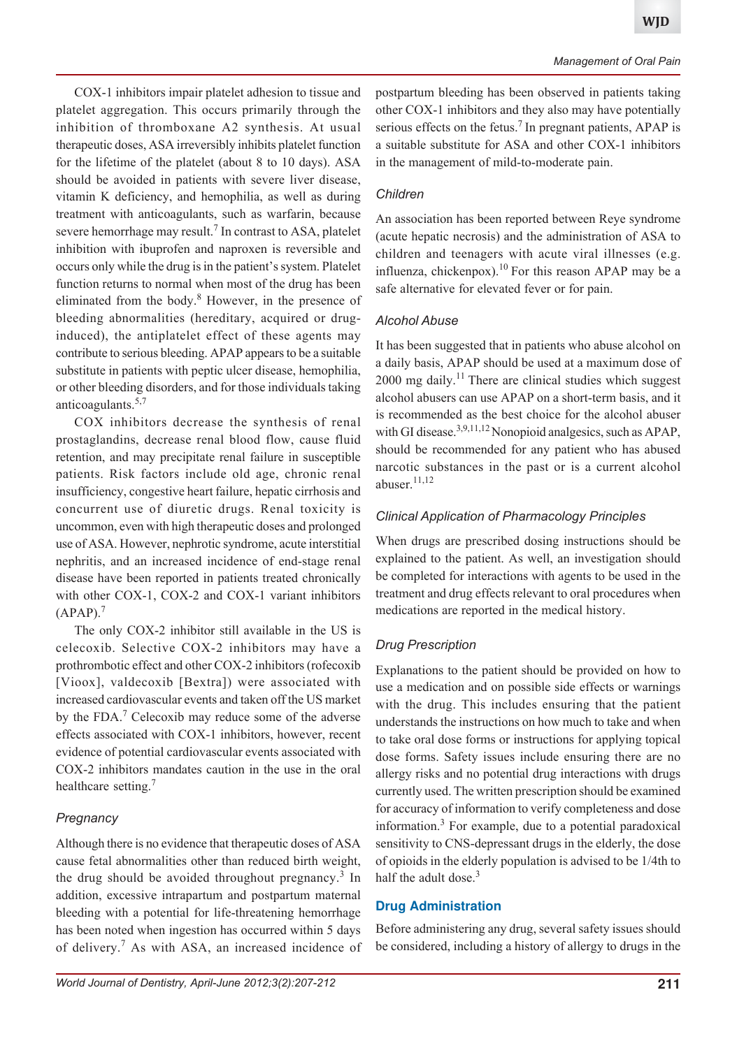COX-1 inhibitors impair platelet adhesion to tissue and platelet aggregation. This occurs primarily through the inhibition of thromboxane A2 synthesis. At usual therapeutic doses, ASA irreversibly inhibits platelet function for the lifetime of the platelet (about 8 to 10 days). ASA should be avoided in patients with severe liver disease, vitamin K deficiency, and hemophilia, as well as during treatment with anticoagulants, such as warfarin, because severe hemorrhage may result.[7] In contrast to ASA, platelet inhibition with ibuprofen and naproxen is reversible and occurs only while the drug is in the patient's system. Platelet function returns to normal when most of the drug has been eliminated from the body.[8] However, in the presence of bleeding abnormalities (hereditary, acquired or drug-induced), the antiplatelet effect of these agents may contribute to serious bleeding. APAP appears to be a suitable substitute in patients with peptic ulcer disease, hemophilia, or other bleeding disorders, and for those individuals taking anticoagulants.[5,7]

COX inhibitors decrease the synthesis of renal prostaglandins, decrease renal blood flow, cause fluid retention, and may precipitate renal failure in susceptible patients. Risk factors include old age, chronic renal insufficiency, congestive heart failure, hepatic cirrhosis and concurrent use of diuretic drugs. Renal toxicity is uncommon, even with high therapeutic doses and prolonged use of ASA. However, nephrotic syndrome, acute interstitial nephritis, and an increased incidence of end-stage renal disease have been reported in patients treated chronically with other COX-1, COX-2 and COX-1 variant inhibitors (APAP).[7]

The only COX-2 inhibitor still available in the US is celecoxib. Selective COX-2 inhibitors may have a prothrombotic effect and other COX-2 inhibitors (rofecoxib [Vioox], valdecoxib [Bextra]) were associated with increased cardiovascular events and taken off the US market by the FDA.[7] Celecoxib may reduce some of the adverse effects associated with COX-1 inhibitors, however, recent evidence of potential cardiovascular events associated with COX-2 inhibitors mandates caution in the use in the oral healthcare setting.[7]

### *Pregnancy*

Although there is no evidence that therapeutic doses of ASA cause fetal abnormalities other than reduced birth weight, the drug should be avoided throughout pregnancy.[3] In addition, excessive intrapartum and postpartum maternal bleeding with a potential for life-threatening hemorrhage has been noted when ingestion has occurred within 5 days of delivery.[7] As with ASA, an increased incidence of postpartum bleeding has been observed in patients taking other COX-1 inhibitors and they also may have potentially serious effects on the fetus.[7] In pregnant patients, APAP is a suitable substitute for ASA and other COX-1 inhibitors in the management of mild-to-moderate pain.

### *Children*

An association has been reported between Reye syndrome (acute hepatic necrosis) and the administration of ASA to children and teenagers with acute viral illnesses (e.g. influenza, chickenpox).[10] For this reason APAP may be a safe alternative for elevated fever or for pain.

### *Alcohol Abuse*

It has been suggested that in patients who abuse alcohol on a daily basis, APAP should be used at a maximum dose of 2000 mg daily.[11] There are clinical studies which suggest alcohol abusers can use APAP on a short-term basis, and it is recommended as the best choice for the alcohol abuser with GI disease.[3,9,11,12] Nonopioid analgesics, such as APAP, should be recommended for any patient who has abused narcotic substances in the past or is a current alcohol abuser.[11,12]

### *Clinical Application of Pharmacology Principles*

When drugs are prescribed dosing instructions should be explained to the patient. As well, an investigation should be completed for interactions with agents to be used in the treatment and drug effects relevant to oral procedures when medications are reported in the medical history.

### *Drug Prescription*

Explanations to the patient should be provided on how to use a medication and on possible side effects or warnings with the drug. This includes ensuring that the patient understands the instructions on how much to take and when to take oral dose forms or instructions for applying topical dose forms. Safety issues include ensuring there are no allergy risks and no potential drug interactions with drugs currently used. The written prescription should be examined for accuracy of information to verify completeness and dose information.[3] For example, due to a potential paradoxical sensitivity to CNS-depressant drugs in the elderly, the dose of opioids in the elderly population is advised to be 1/4th to half the adult dose.[3]

## Drug Administration

Before administering any drug, several safety issues should be considered, including a history of allergy to drugs in the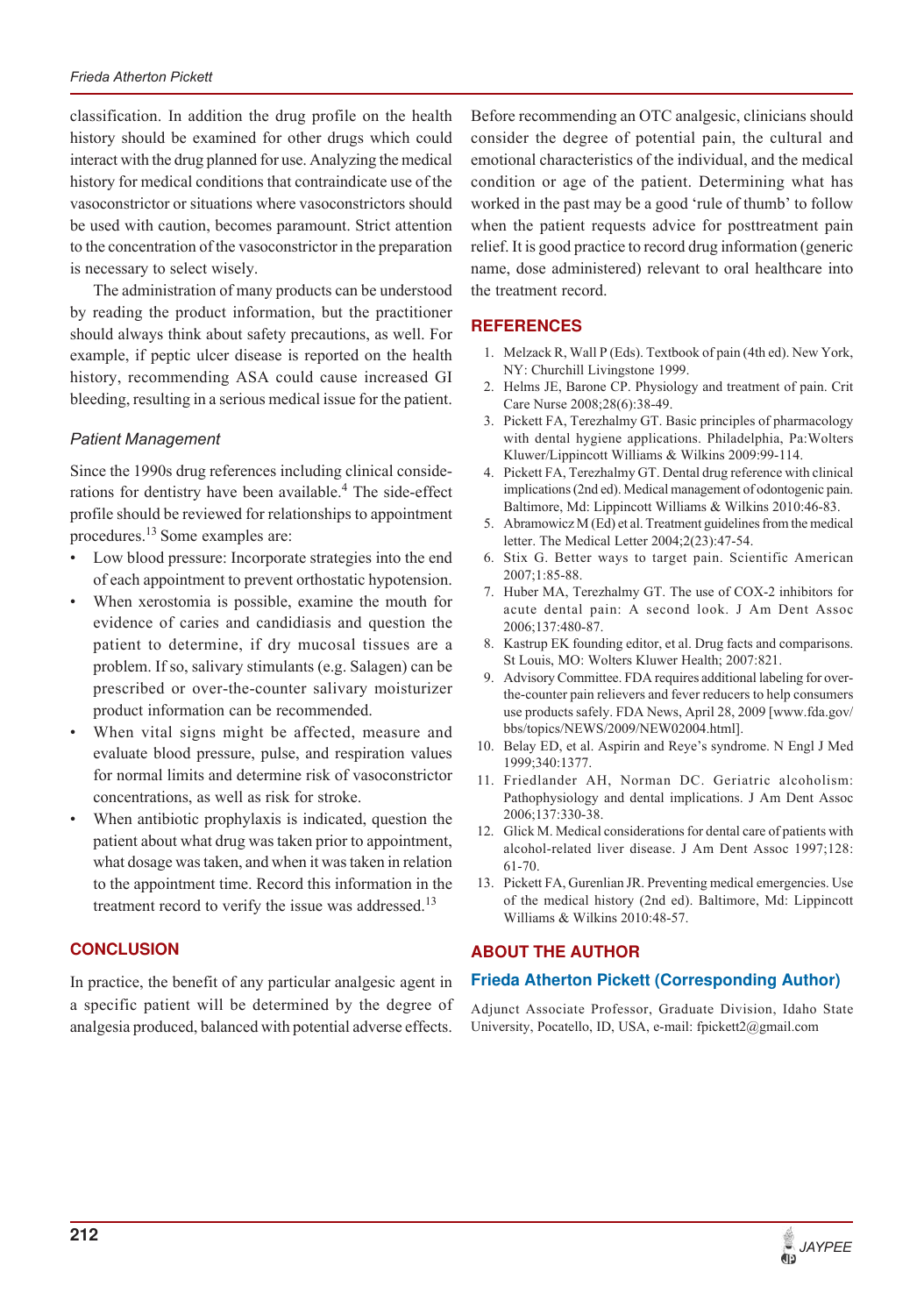classification. In addition the drug profile on the health history should be examined for other drugs which could interact with the drug planned for use. Analyzing the medical history for medical conditions that contraindicate use of the vasoconstrictor or situations where vasoconstrictors should be used with caution, becomes paramount. Strict attention to the concentration of the vasoconstrictor in the preparation is necessary to select wisely.

The administration of many products can be understood by reading the product information, but the practitioner should always think about safety precautions, as well. For example, if peptic ulcer disease is reported on the health history, recommending ASA could cause increased GI bleeding, resulting in a serious medical issue for the patient.

### *Patient Management*

Since the 1990s drug references including clinical considerations for dentistry have been available.[4] The side-effect profile should be reviewed for relationships to appointment procedures.[13] Some examples are:

- Low blood pressure: Incorporate strategies into the end of each appointment to prevent orthostatic hypotension.
- When xerostomia is possible, examine the mouth for evidence of caries and candidiasis and question the patient to determine, if dry mucosal tissues are a problem. If so, salivary stimulants (e.g. Salagen) can be prescribed or over-the-counter salivary moisturizer product information can be recommended.
- When vital signs might be affected, measure and evaluate blood pressure, pulse, and respiration values for normal limits and determine risk of vasoconstrictor concentrations, as well as risk for stroke.
- When antibiotic prophylaxis is indicated, question the patient about what drug was taken prior to appointment, what dosage was taken, and when it was taken in relation to the appointment time. Record this information in the treatment record to verify the issue was addressed.[13]

## CONCLUSION

In practice, the benefit of any particular analgesic agent in a specific patient will be determined by the degree of analgesia produced, balanced with potential adverse effects. Before recommending an OTC analgesic, clinicians should consider the degree of potential pain, the cultural and emotional characteristics of the individual, and the medical condition or age of the patient. Determining what has worked in the past may be a good 'rule of thumb' to follow when the patient requests advice for posttreatment pain relief. It is good practice to record drug information (generic name, dose administered) relevant to oral healthcare into the treatment record.

## REFERENCES

1. Melzack R, Wall P (Eds). Textbook of pain (4th ed). New York, NY: Churchill Livingstone 1999.
2. Helms JE, Barone CP. Physiology and treatment of pain. Crit Care Nurse 2008;28(6):38-49.
3. Pickett FA, Terezhalmy GT. Basic principles of pharmacology with dental hygiene applications. Philadelphia, Pa:Wolters Kluwer/Lippincott Williams & Wilkins 2009:99-114.
4. Pickett FA, Terezhalmy GT. Dental drug reference with clinical implications (2nd ed). Medical management of odontogenic pain. Baltimore, Md: Lippincott Williams & Wilkins 2010:46-83.
5. Abramowicz M (Ed) et al. Treatment guidelines from the medical letter. The Medical Letter 2004;2(23):47-54.
6. Stix G. Better ways to target pain. Scientific American 2007;1:85-88.
7. Huber MA, Terezhalmy GT. The use of COX-2 inhibitors for acute dental pain: A second look. J Am Dent Assoc 2006;137:480-87.
8. Kastrup EK founding editor, et al. Drug facts and comparisons. St Louis, MO: Wolters Kluwer Health; 2007:821.
9. Advisory Committee. FDA requires additional labeling for over-the-counter pain relievers and fever reducers to help consumers use products safely. FDA News, April 28, 2009 [www.fda.gov/bbs/topics/NEWS/2009/NEW02004.html].
10. Belay ED, et al. Aspirin and Reye's syndrome. N Engl J Med 1999;340:1377.
11. Friedlander AH, Norman DC. Geriatric alcoholism: Pathophysiology and dental implications. J Am Dent Assoc 2006;137:330-38.
12. Glick M. Medical considerations for dental care of patients with alcohol-related liver disease. J Am Dent Assoc 1997;128: 61-70.
13. Pickett FA, Gurenlian JR. Preventing medical emergencies. Use of the medical history (2nd ed). Baltimore, Md: Lippincott Williams & Wilkins 2010:48-57.

## ABOUT THE AUTHOR

### Frieda Atherton Pickett (Corresponding Author)

Adjunct Associate Professor, Graduate Division, Idaho State University, Pocatello, ID, USA, e-mail: fpickett2@gmail.com